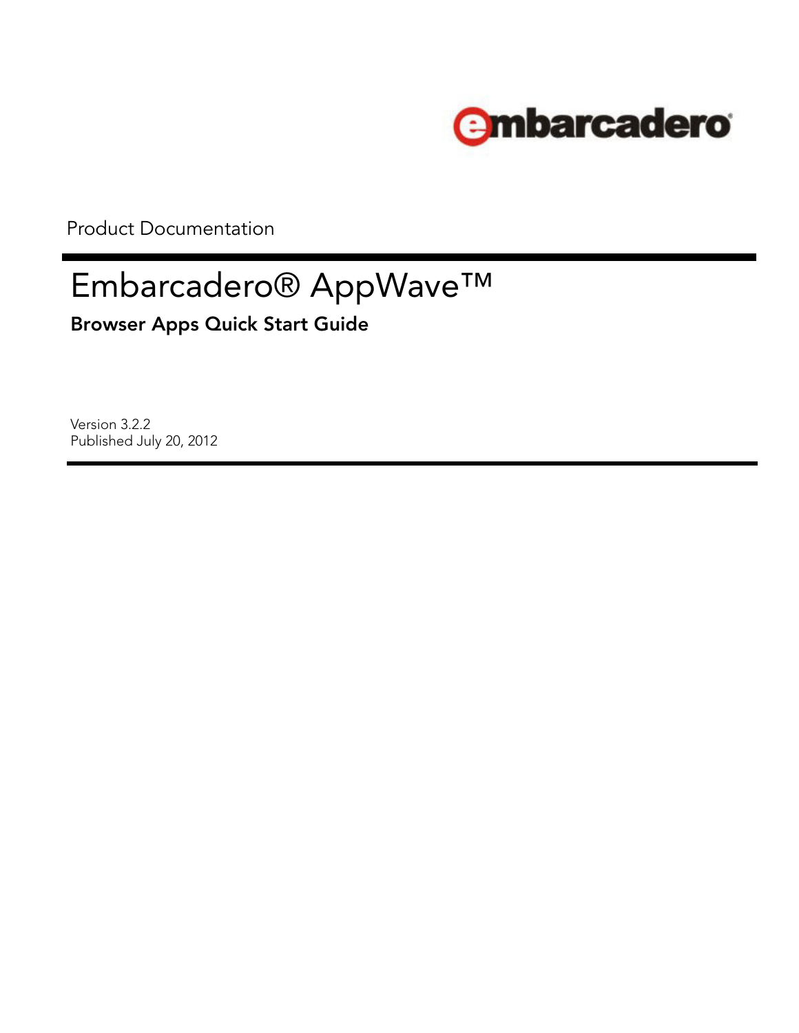Product Documentation

# Embarcadero® AppWave™

## Browser Apps Quick Start Guide

Version 3.2.2
Published July 20, 2012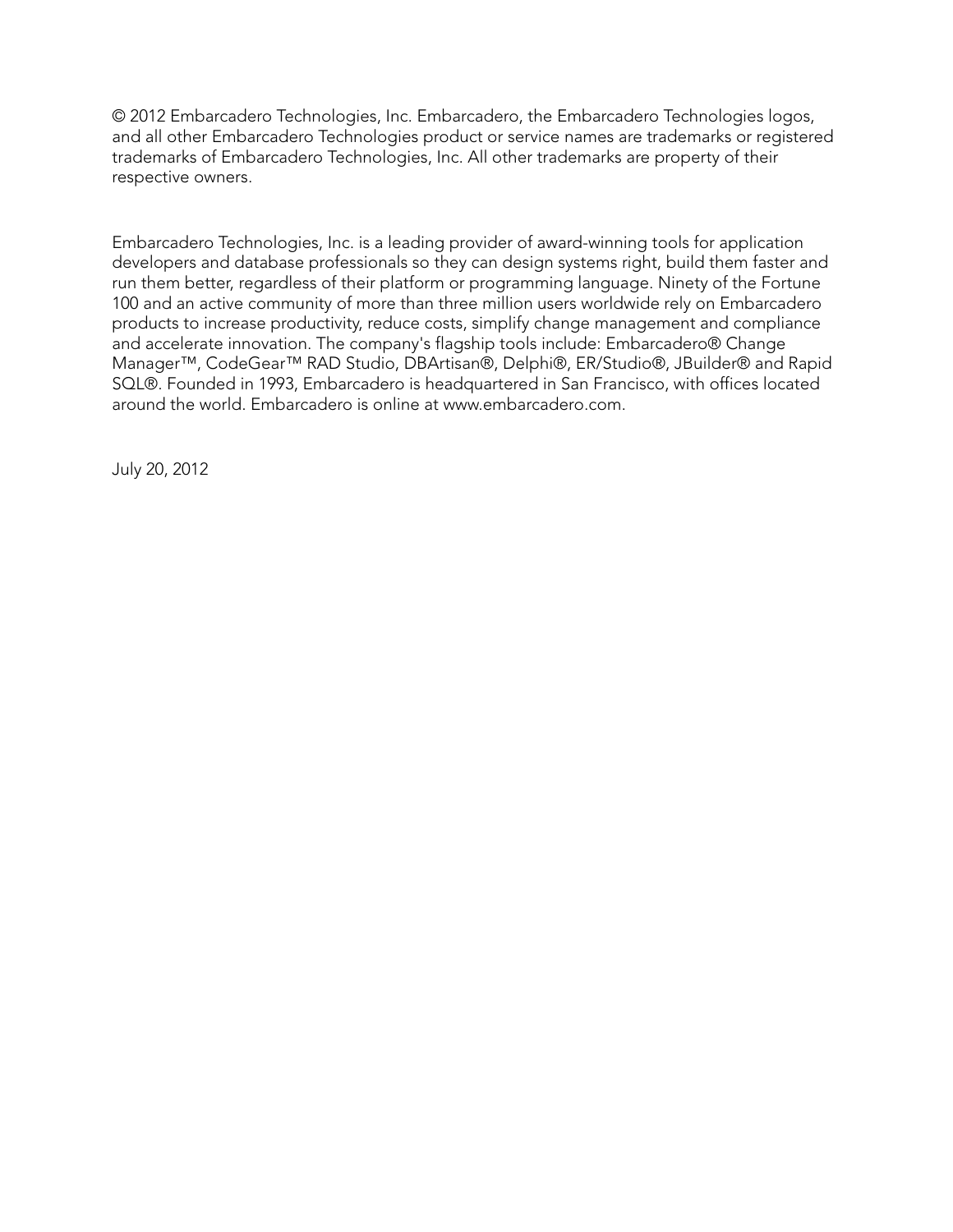© 2012 Embarcadero Technologies, Inc. Embarcadero, the Embarcadero Technologies logos, and all other Embarcadero Technologies product or service names are trademarks or registered trademarks of Embarcadero Technologies, Inc. All other trademarks are property of their respective owners.

Embarcadero Technologies, Inc. is a leading provider of award-winning tools for application developers and database professionals so they can design systems right, build them faster and run them better, regardless of their platform or programming language. Ninety of the Fortune 100 and an active community of more than three million users worldwide rely on Embarcadero products to increase productivity, reduce costs, simplify change management and compliance and accelerate innovation. The company's flagship tools include: Embarcadero® Change Manager™, CodeGear™ RAD Studio, DBArtisan®, Delphi®, ER/Studio®, JBuilder® and Rapid SQL®. Founded in 1993, Embarcadero is headquartered in San Francisco, with offices located around the world. Embarcadero is online at www.embarcadero.com.

July 20, 2012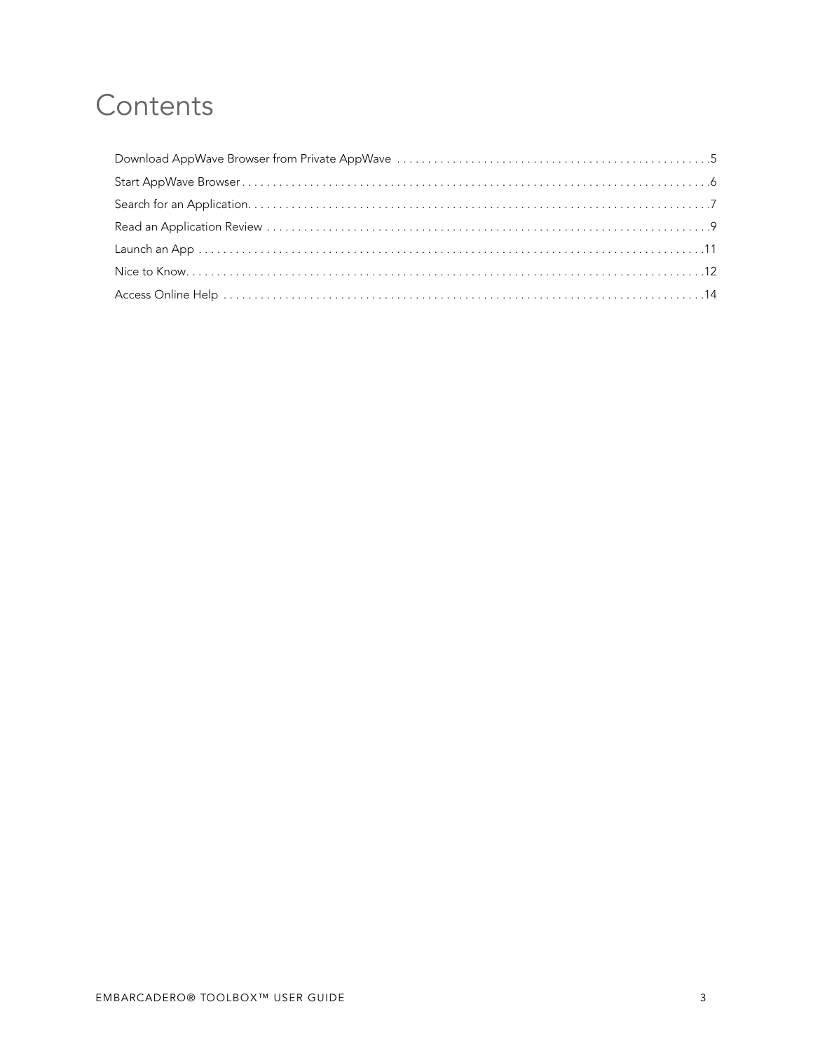# Contents

Download AppWave Browser from Private AppWave . . . . . . . . . . . . . . . . . . . . . . . . . . . . . . . . . . . . . . . . . . . . . . . . . .5

Start AppWave Browser . . . . . . . . . . . . . . . . . . . . . . . . . . . . . . . . . . . . . . . . . . . . . . . . . . . . . . . . . . . . . . . . . . . . . . . . . . .6

Search for an Application. . . . . . . . . . . . . . . . . . . . . . . . . . . . . . . . . . . . . . . . . . . . . . . . . . . . . . . . . . . . . . . . . . . . . . . . .7

Read an Application Review . . . . . . . . . . . . . . . . . . . . . . . . . . . . . . . . . . . . . . . . . . . . . . . . . . . . . . . . . . . . . . . . . . . . . .9

Launch an App . . . . . . . . . . . . . . . . . . . . . . . . . . . . . . . . . . . . . . . . . . . . . . . . . . . . . . . . . . . . . . . . . . . . . . . . . . . . . . . .11

Nice to Know. . . . . . . . . . . . . . . . . . . . . . . . . . . . . . . . . . . . . . . . . . . . . . . . . . . . . . . . . . . . . . . . . . . . . . . . . . . . . . . . .12

Access Online Help . . . . . . . . . . . . . . . . . . . . . . . . . . . . . . . . . . . . . . . . . . . . . . . . . . . . . . . . . . . . . . . . . . . . . . . . . . . .14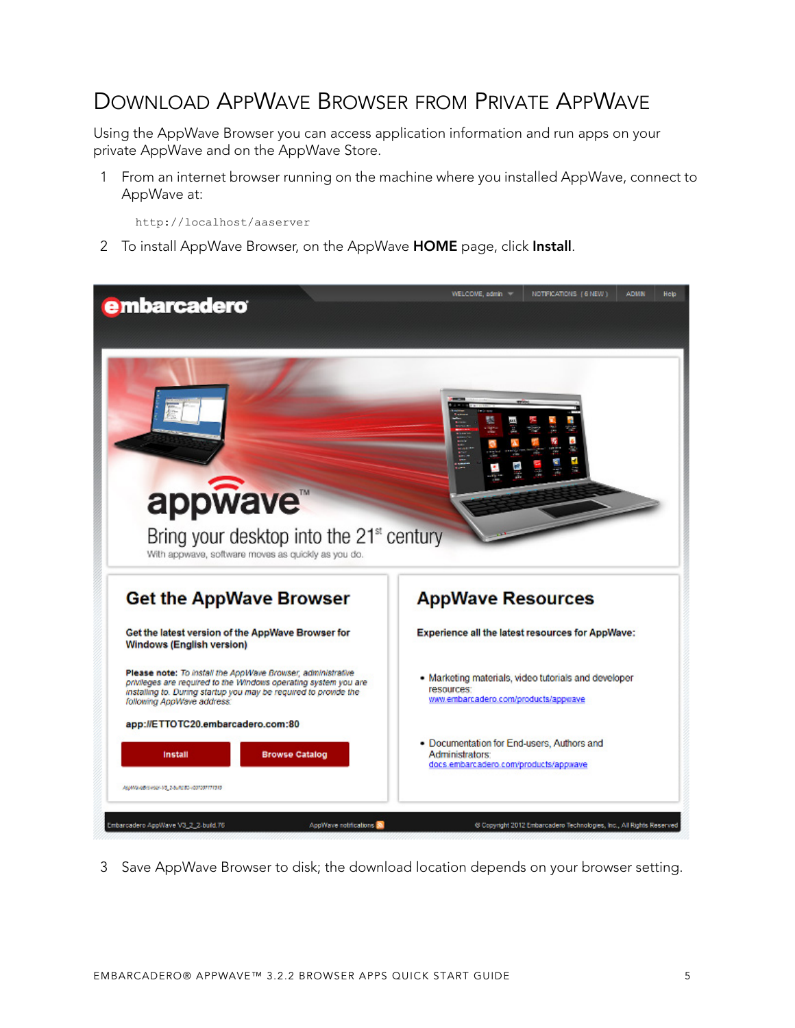## Download AppWave Browser from Private AppWave

Using the AppWave Browser you can access application information and run apps on your private AppWave and on the AppWave Store.

1. From an internet browser running on the machine where you installed AppWave, connect to AppWave at:

   ```
   http://localhost/aaserver
   ```

2. To install AppWave Browser, on the AppWave **HOME** page, click **Install**.

3. Save AppWave Browser to disk; the download location depends on your browser setting.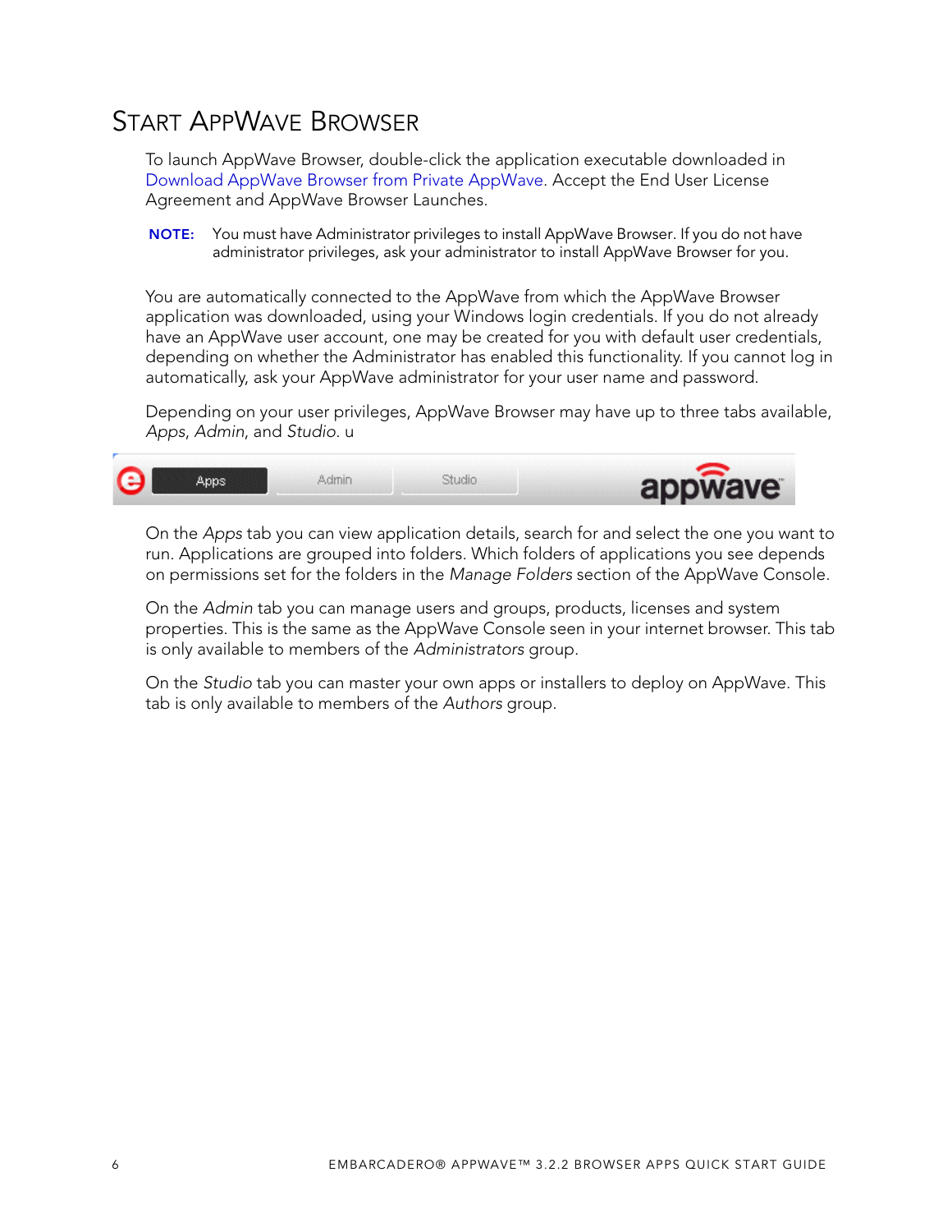# Start AppWave Browser

To launch AppWave Browser, double-click the application executable downloaded in Download AppWave Browser from Private AppWave. Accept the End User License Agreement and AppWave Browser Launches.

**NOTE:** You must have Administrator privileges to install AppWave Browser. If you do not have administrator privileges, ask your administrator to install AppWave Browser for you.

You are automatically connected to the AppWave from which the AppWave Browser application was downloaded, using your Windows login credentials. If you do not already have an AppWave user account, one may be created for you with default user credentials, depending on whether the Administrator has enabled this functionality. If you cannot log in automatically, ask your AppWave administrator for your user name and password.

Depending on your user privileges, AppWave Browser may have up to three tabs available, *Apps*, *Admin*, and *Studio*. u

On the *Apps* tab you can view application details, search for and select the one you want to run. Applications are grouped into folders. Which folders of applications you see depends on permissions set for the folders in the *Manage Folders* section of the AppWave Console.

On the *Admin* tab you can manage users and groups, products, licenses and system properties. This is the same as the AppWave Console seen in your internet browser. This tab is only available to members of the *Administrators* group.

On the *Studio* tab you can master your own apps or installers to deploy on AppWave. This tab is only available to members of the *Authors* group.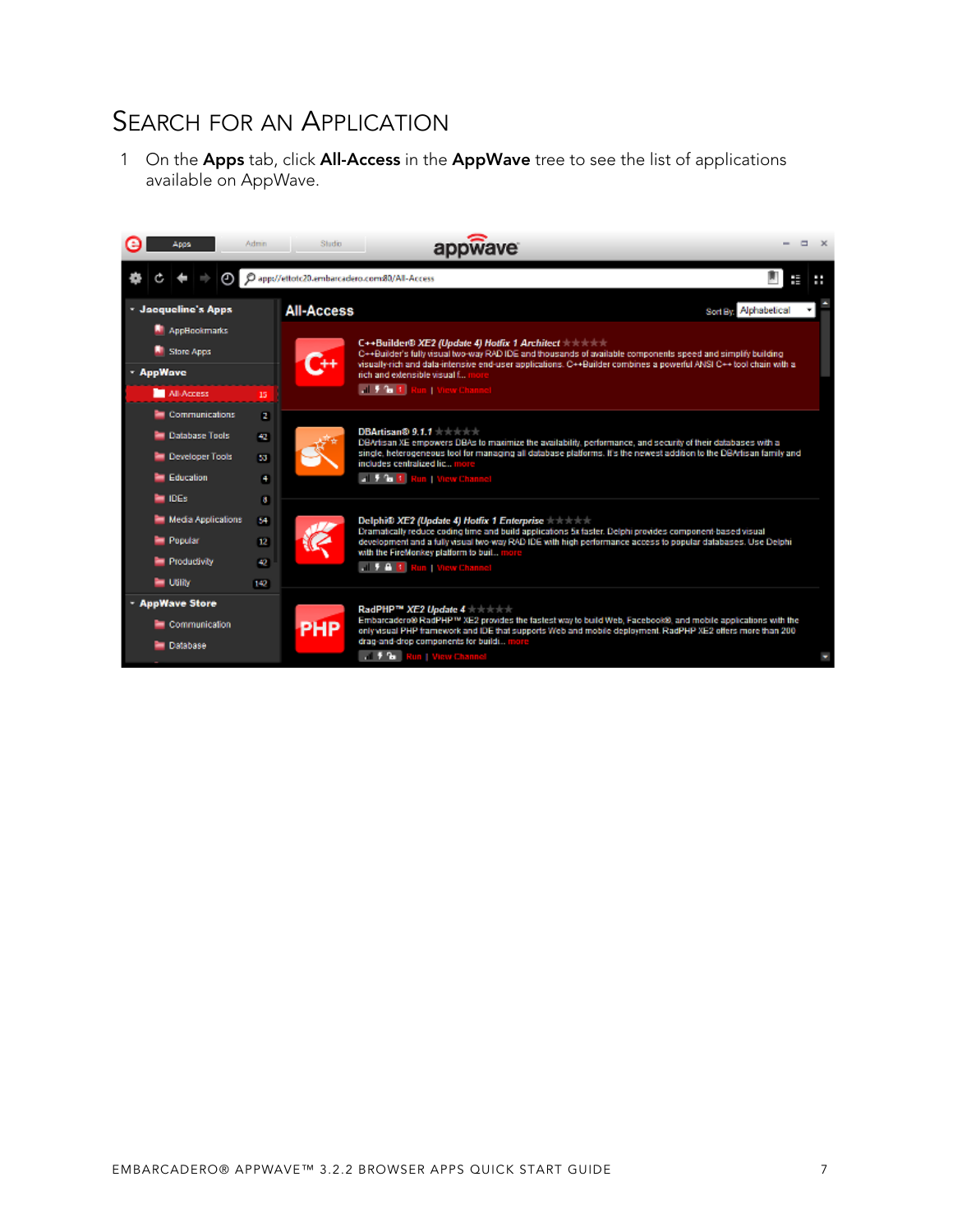# Search for an Application

1 On the **Apps** tab, click **All-Access** in the **AppWave** tree to see the list of applications available on AppWave.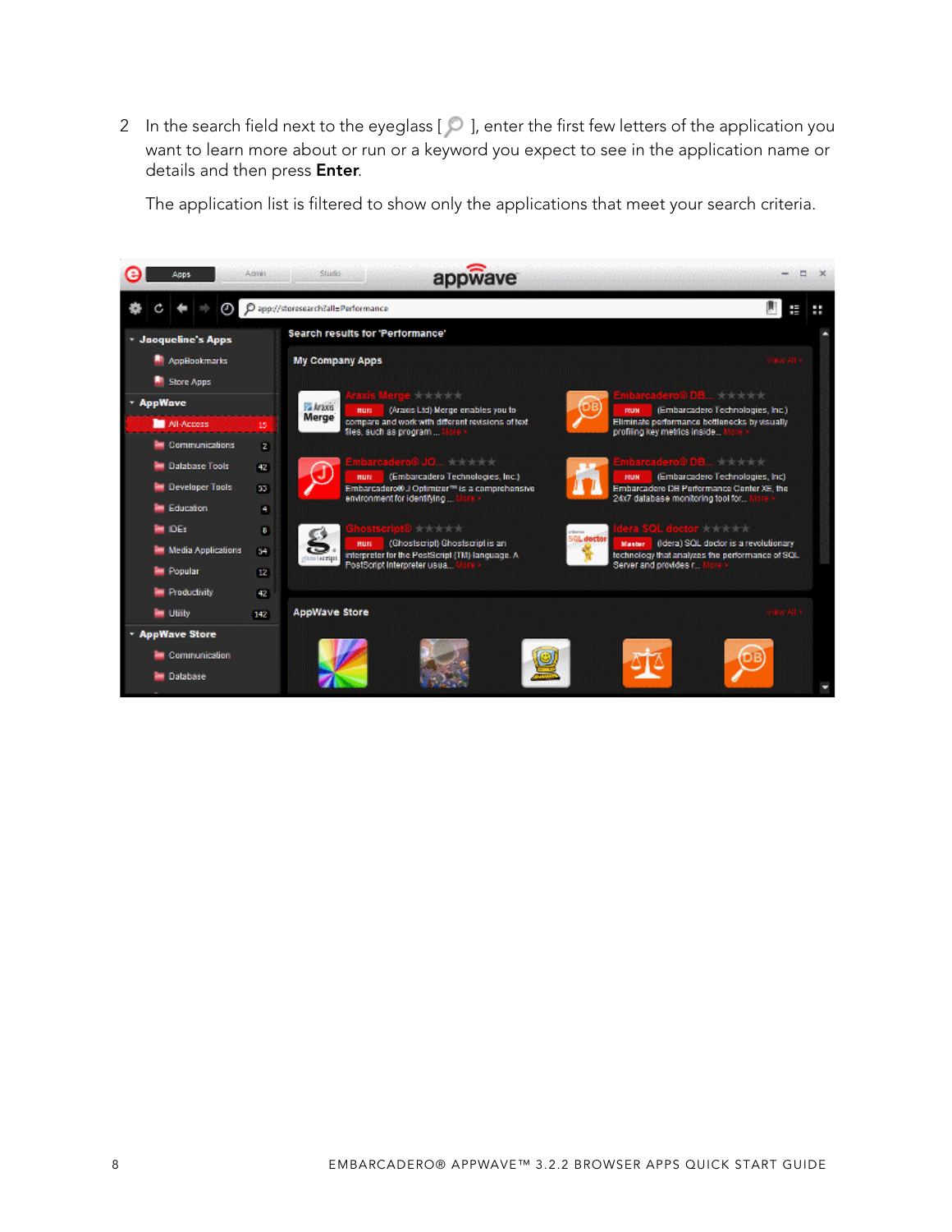2 In the search field next to the eyeglass [ 🔍 ], enter the first few letters of the application you want to learn more about or run or a keyword you expect to see in the application name or details and then press **Enter**.

   The application list is filtered to show only the applications that meet your search criteria.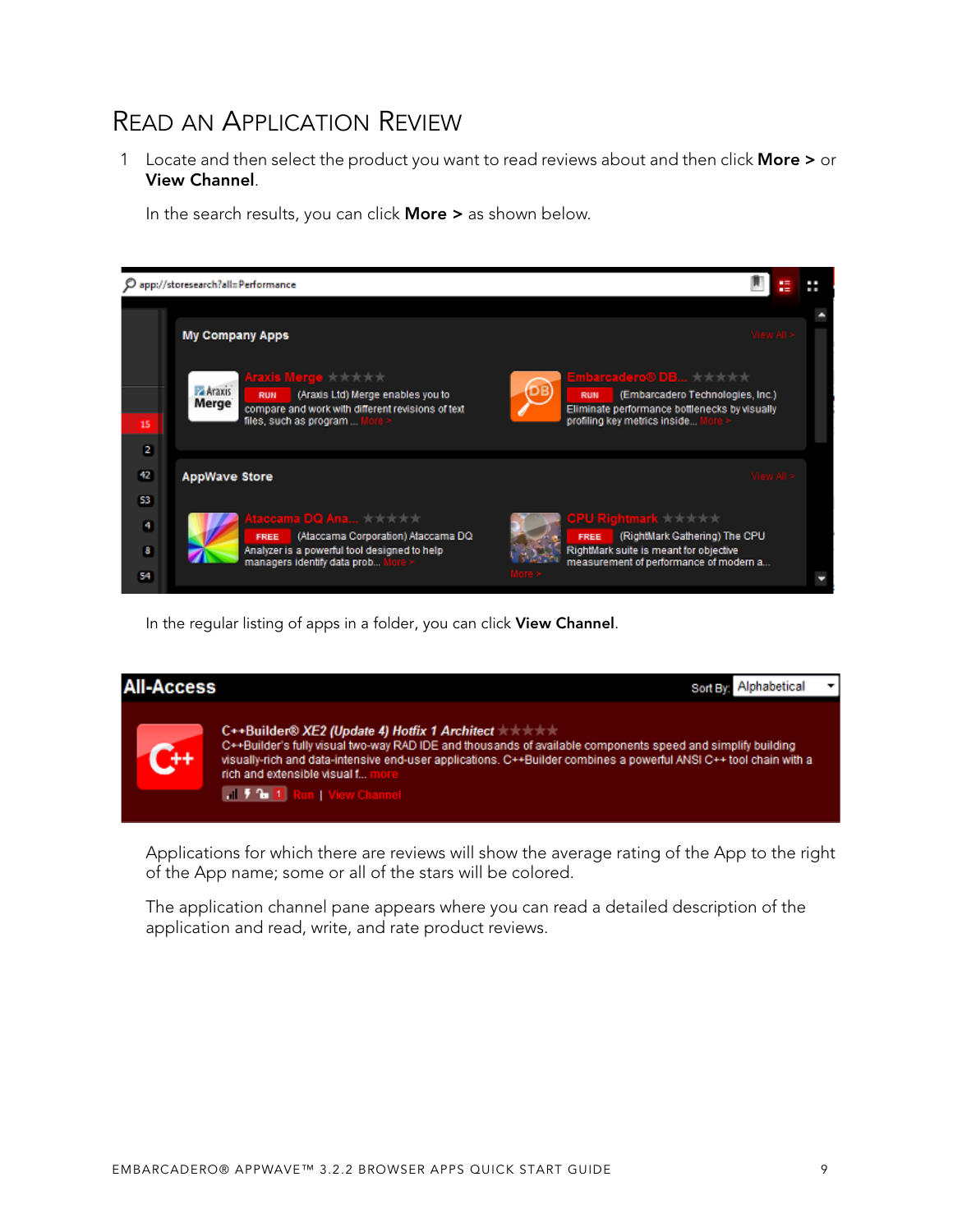# Read an Application Review

1 Locate and then select the product you want to read reviews about and then click **More >** or **View Channel**.

In the search results, you can click **More >** as shown below.

In the regular listing of apps in a folder, you can click **View Channel**.

Applications for which there are reviews will show the average rating of the App to the right of the App name; some or all of the stars will be colored.

The application channel pane appears where you can read a detailed description of the application and read, write, and rate product reviews.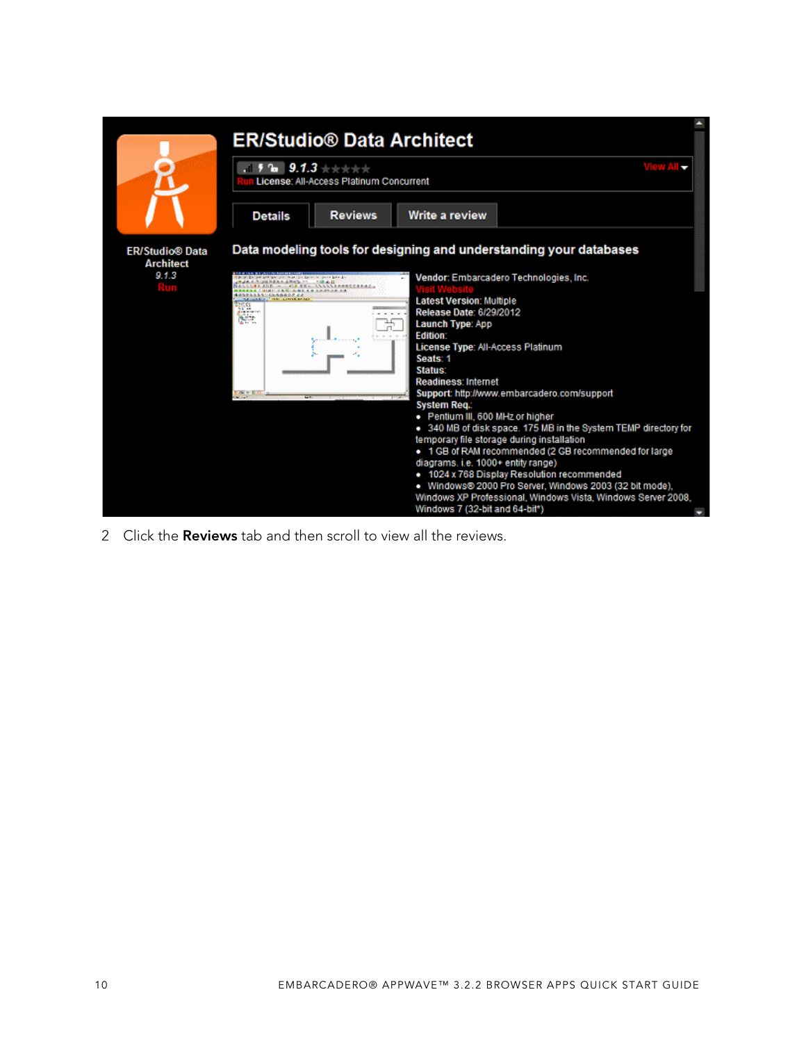2 Click the **Reviews** tab and then scroll to view all the reviews.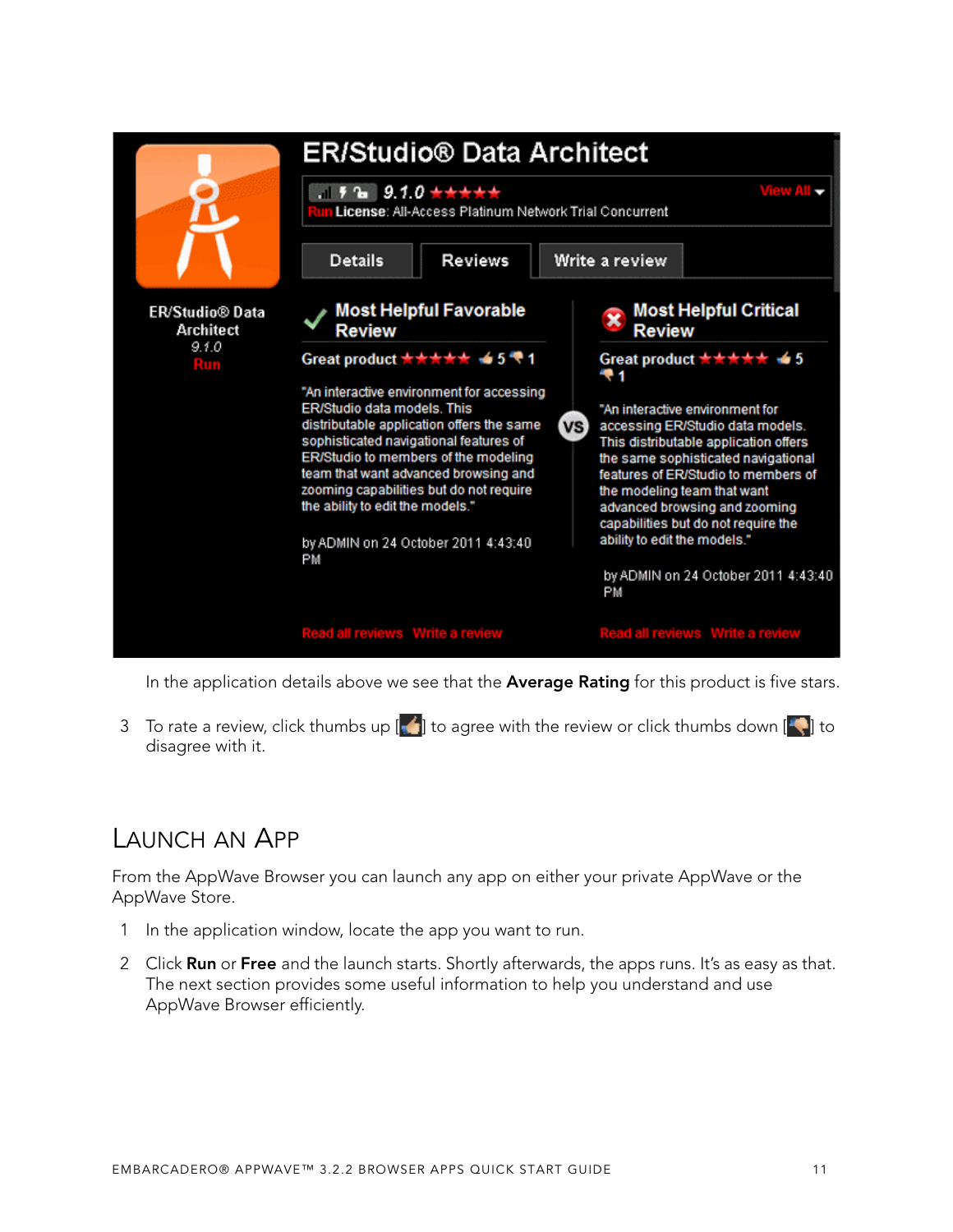In the application details above we see that the **Average Rating** for this product is five stars.

3 To rate a review, click thumbs up [ ] to agree with the review or click thumbs down [ ] to disagree with it.

## Launch an App

From the AppWave Browser you can launch any app on either your private AppWave or the AppWave Store.

1 In the application window, locate the app you want to run.

2 Click **Run** or **Free** and the launch starts. Shortly afterwards, the apps runs. It's as easy as that. The next section provides some useful information to help you understand and use AppWave Browser efficiently.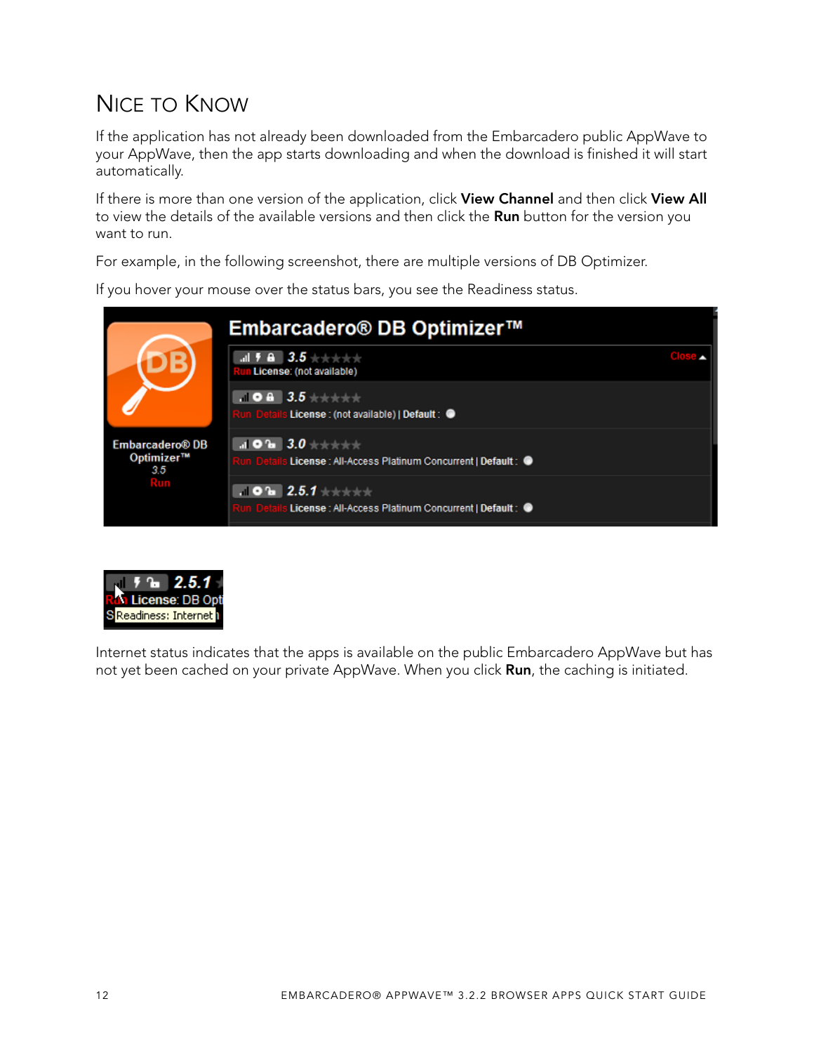## Nice to Know

If the application has not already been downloaded from the Embarcadero public AppWave to your AppWave, then the app starts downloading and when the download is finished it will start automatically.

If there is more than one version of the application, click **View Channel** and then click **View All** to view the details of the available versions and then click the **Run** button for the version you want to run.

For example, in the following screenshot, there are multiple versions of DB Optimizer.

If you hover your mouse over the status bars, you see the Readiness status.

Internet status indicates that the apps is available on the public Embarcadero AppWave but has not yet been cached on your private AppWave. When you click **Run**, the caching is initiated.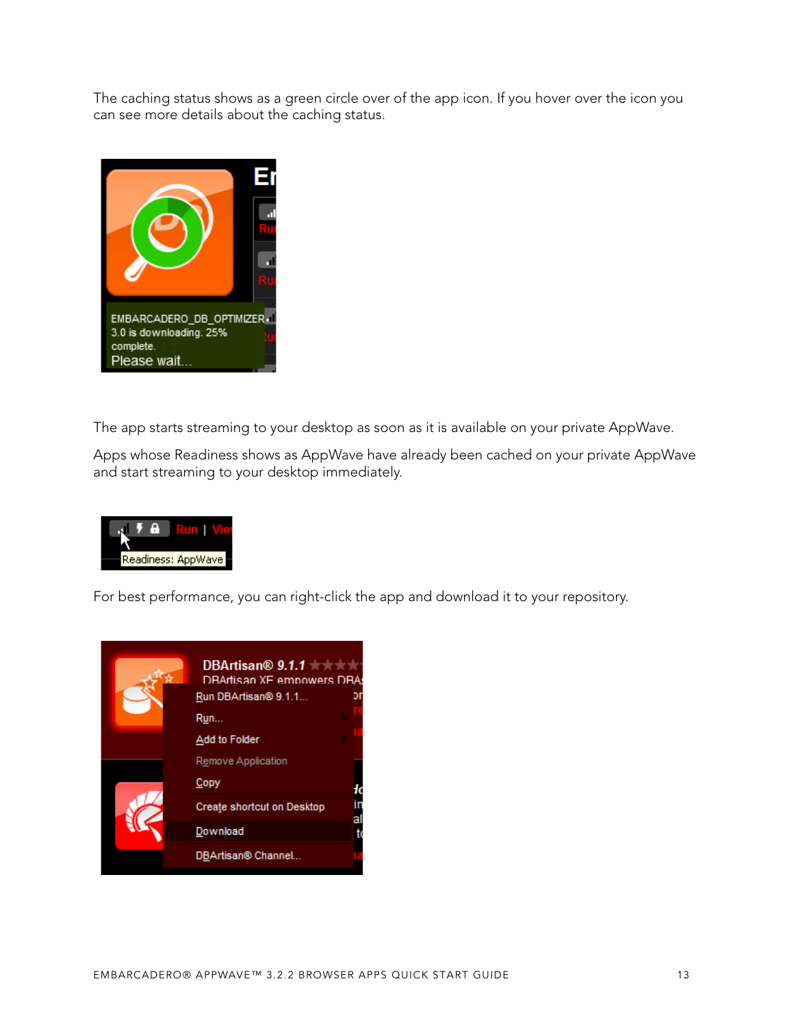The caching status shows as a green circle over of the app icon. If you hover over the icon you can see more details about the caching status.

The app starts streaming to your desktop as soon as it is available on your private AppWave.

Apps whose Readiness shows as AppWave have already been cached on your private AppWave and start streaming to your desktop immediately.

For best performance, you can right-click the app and download it to your repository.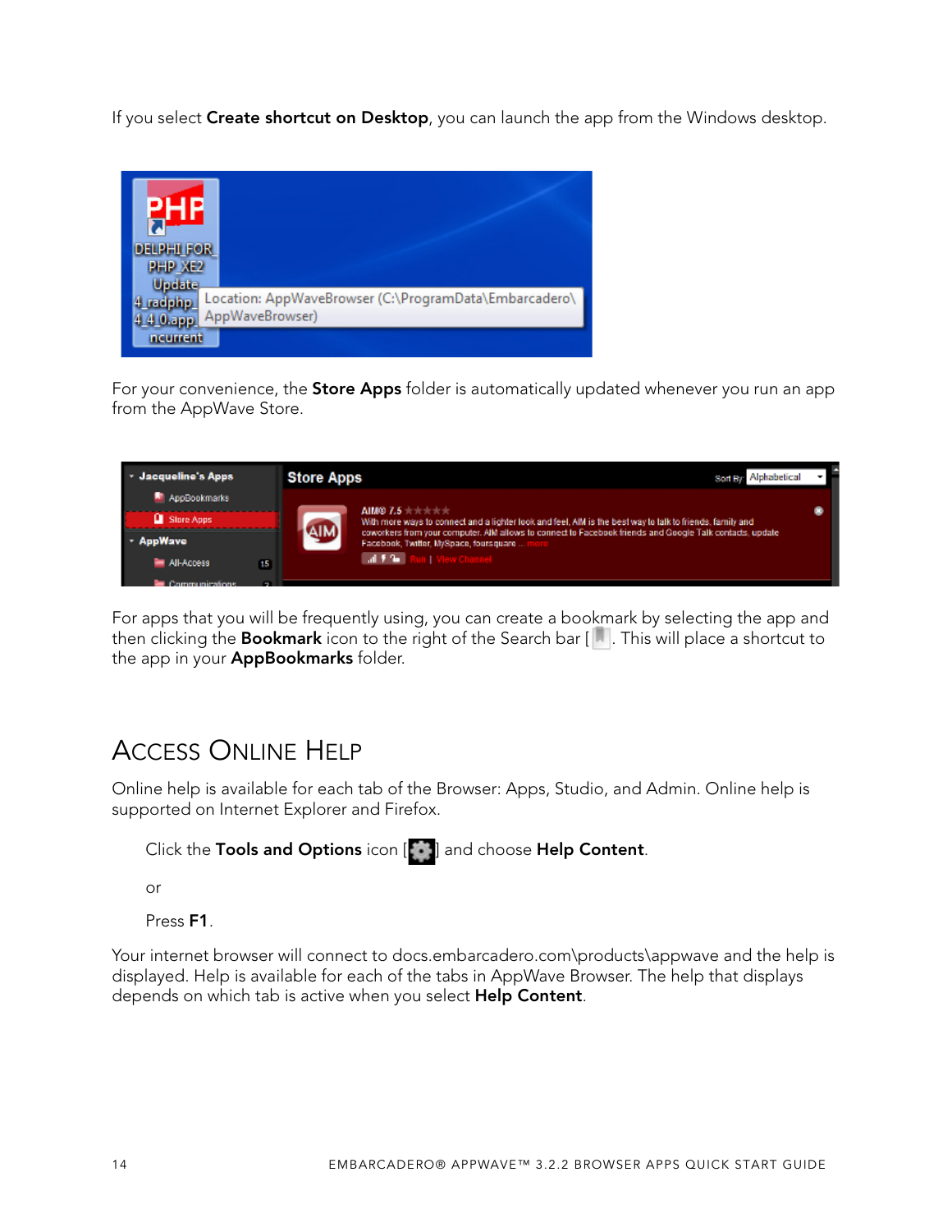If you select **Create shortcut on Desktop**, you can launch the app from the Windows desktop.

For your convenience, the **Store Apps** folder is automatically updated whenever you run an app from the AppWave Store.

For apps that you will be frequently using, you can create a bookmark by selecting the app and then clicking the **Bookmark** icon to the right of the Search bar [ ]. This will place a shortcut to the app in your **AppBookmarks** folder.

# Access Online Help

Online help is available for each tab of the Browser: Apps, Studio, and Admin. Online help is supported on Internet Explorer and Firefox.

Click the **Tools and Options** icon [ ] and choose **Help Content**.

or

Press **F1**.

Your internet browser will connect to docs.embarcadero.com\products\appwave and the help is displayed. Help is available for each of the tabs in AppWave Browser. The help that displays depends on which tab is active when you select **Help Content**.